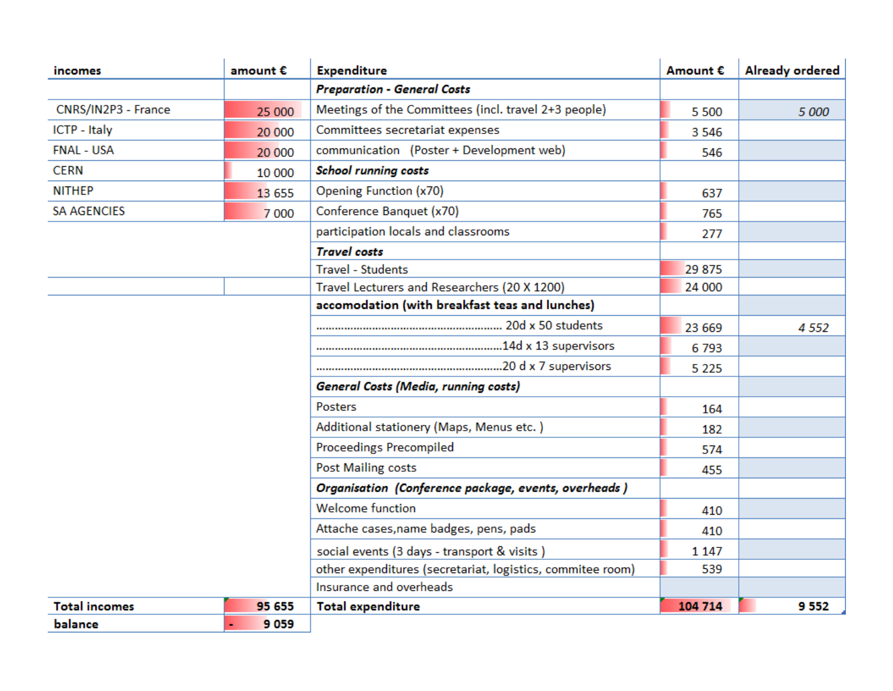| incomes | amount € | Expenditure | Amount € | Already ordered |
|---|---|---|---|---|
| | | ***Preparation - General Costs*** | | |
| CNRS/IN2P3 - France | 25 000 | Meetings of the Committees (incl. travel 2+3 people) | 5 500 | *5 000* |
| ICTP - Italy | 20 000 | Committees secretariat expenses | 3 546 | |
| FNAL - USA | 20 000 | communication (Poster + Development web) | 546 | |
| CERN | 10 000 | ***School running costs*** | | |
| NITHEP | 13 655 | Opening Function (x70) | 637 | |
| SA AGENCIES | 7 000 | Conference Banquet (x70) | 765 | |
| | | participation locals and classrooms | 277 | |
| | | ***Travel costs*** | | |
| | | Travel - Students | 29 875 | |
| | | Travel Lecturers and Researchers (20 X 1200) | 24 000 | |
| | | **accomodation (with breakfast teas and lunches)** | | |
| | | ........................................................ 20d x 50 students | 23 669 | *4 552* |
| | | ........................................................14d x 13 supervisors | 6 793 | |
| | | ........................................................20 d x 7 supervisors | 5 225 | |
| | | ***General Costs (Media, running costs)*** | | |
| | | Posters | 164 | |
| | | Additional stationery (Maps, Menus etc. ) | 182 | |
| | | Proceedings Precompiled | 574 | |
| | | Post Mailing costs | 455 | |
| | | ***Organisation (Conference package, events, overheads )*** | | |
| | | Welcome function | 410 | |
| | | Attache cases,name badges, pens, pads | 410 | |
| | | social events (3 days - transport & visits ) | 1 147 | |
| | | other expenditures (secretariat, logistics, commitee room) | 539 | |
| | | Insurance and overheads | | |
| **Total incomes** | **95 655** | **Total expenditure** | **104 714** | **9 552** |
| **balance** | **- 9 059** | | | |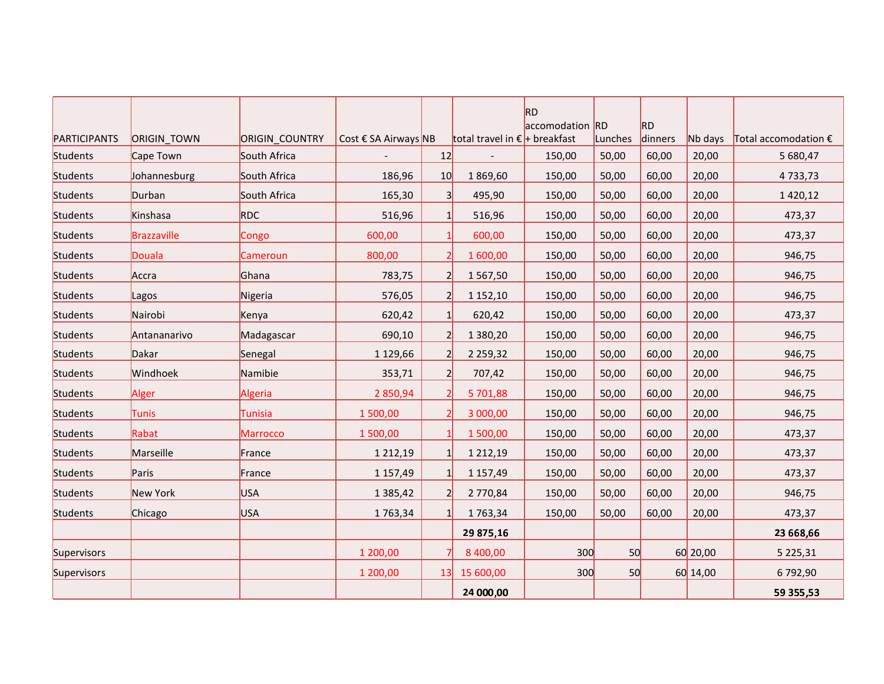| PARTICIPANTS | ORIGIN_TOWN | ORIGIN_COUNTRY | Cost € SA Airways | NB | total travel in € | RD accomodation + breakfast | RD Lunches | RD dinners | Nb days | Total accomodation € |
|---|---|---|---|---|---|---|---|---|---|---|
| Students | Cape Town | South Africa | - | 12 | - | 150,00 | 50,00 | 60,00 | 20,00 | 5 680,47 |
| Students | Johannesburg | South Africa | 186,96 | 10 | 1 869,60 | 150,00 | 50,00 | 60,00 | 20,00 | 4 733,73 |
| Students | Durban | South Africa | 165,30 | 3 | 495,90 | 150,00 | 50,00 | 60,00 | 20,00 | 1 420,12 |
| Students | Kinshasa | RDC | 516,96 | 1 | 516,96 | 150,00 | 50,00 | 60,00 | 20,00 | 473,37 |
| Students | Brazzaville | Congo | 600,00 | 1 | 600,00 | 150,00 | 50,00 | 60,00 | 20,00 | 473,37 |
| Students | Douala | Cameroun | 800,00 | 2 | 1 600,00 | 150,00 | 50,00 | 60,00 | 20,00 | 946,75 |
| Students | Accra | Ghana | 783,75 | 2 | 1 567,50 | 150,00 | 50,00 | 60,00 | 20,00 | 946,75 |
| Students | Lagos | Nigeria | 576,05 | 2 | 1 152,10 | 150,00 | 50,00 | 60,00 | 20,00 | 946,75 |
| Students | Nairobi | Kenya | 620,42 | 1 | 620,42 | 150,00 | 50,00 | 60,00 | 20,00 | 473,37 |
| Students | Antananarivo | Madagascar | 690,10 | 2 | 1 380,20 | 150,00 | 50,00 | 60,00 | 20,00 | 946,75 |
| Students | Dakar | Senegal | 1 129,66 | 2 | 2 259,32 | 150,00 | 50,00 | 60,00 | 20,00 | 946,75 |
| Students | Windhoek | Namibie | 353,71 | 2 | 707,42 | 150,00 | 50,00 | 60,00 | 20,00 | 946,75 |
| Students | Alger | Algeria | 2 850,94 | 2 | 5 701,88 | 150,00 | 50,00 | 60,00 | 20,00 | 946,75 |
| Students | Tunis | Tunisia | 1 500,00 | 2 | 3 000,00 | 150,00 | 50,00 | 60,00 | 20,00 | 946,75 |
| Students | Rabat | Marrocco | 1 500,00 | 1 | 1 500,00 | 150,00 | 50,00 | 60,00 | 20,00 | 473,37 |
| Students | Marseille | France | 1 212,19 | 1 | 1 212,19 | 150,00 | 50,00 | 60,00 | 20,00 | 473,37 |
| Students | Paris | France | 1 157,49 | 1 | 1 157,49 | 150,00 | 50,00 | 60,00 | 20,00 | 473,37 |
| Students | New York | USA | 1 385,42 | 2 | 2 770,84 | 150,00 | 50,00 | 60,00 | 20,00 | 946,75 |
| Students | Chicago | USA | 1 763,34 | 1 | 1 763,34 | 150,00 | 50,00 | 60,00 | 20,00 | 473,37 |
| | | | | | **29 875,16** | | | | | **23 668,66** |
| Supervisors | | | 1 200,00 | 7 | 8 400,00 | 300 | 50 | 60 | 20,00 | 5 225,31 |
| Supervisors | | | 1 200,00 | 13 | 15 600,00 | 300 | 50 | 60 | 14,00 | 6 792,90 |
| | | | | | **24 000,00** | | | | | **59 355,53** |